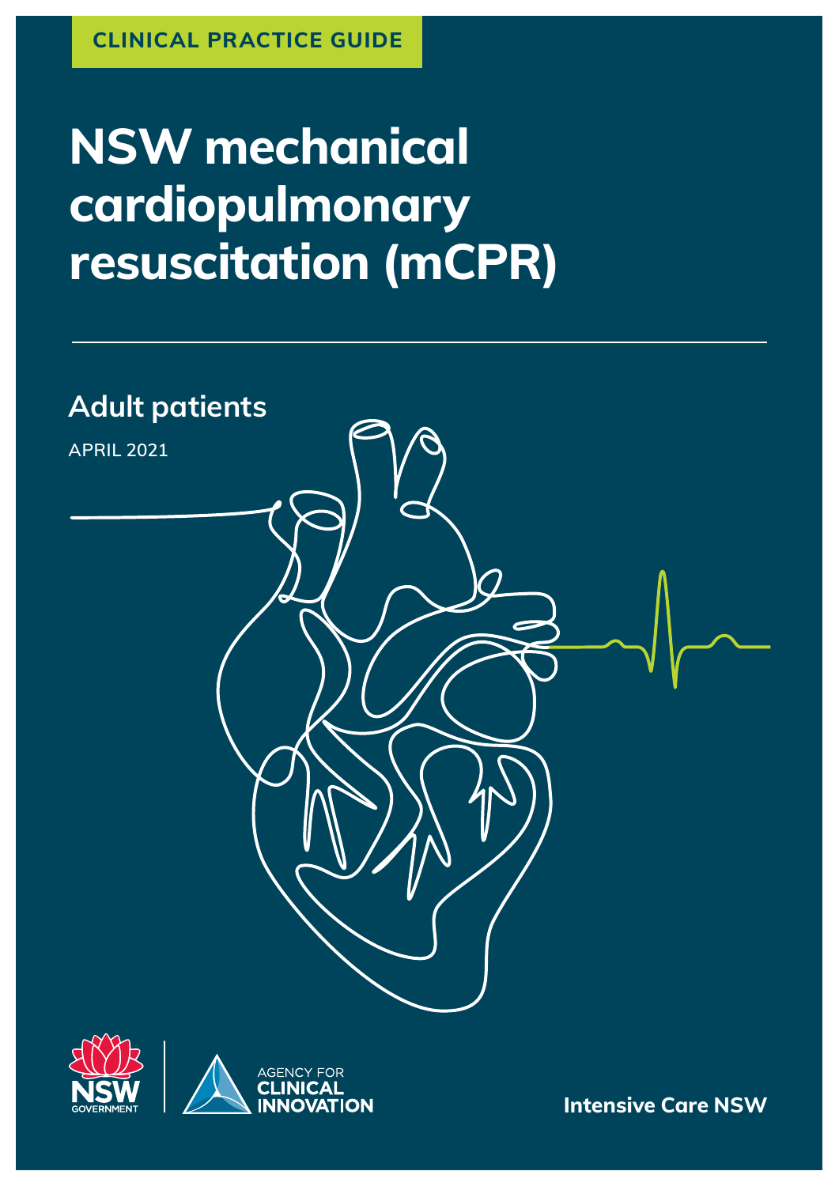CLINICAL PRACTICE GUIDE

# NSW mechanical cardiopulmonary resuscitation (mCPR)

## Adult patients

APRIL 2021

NSW GOVERNMENT

AGENCY FOR CLINICAL INNOVATION

Intensive Care NSW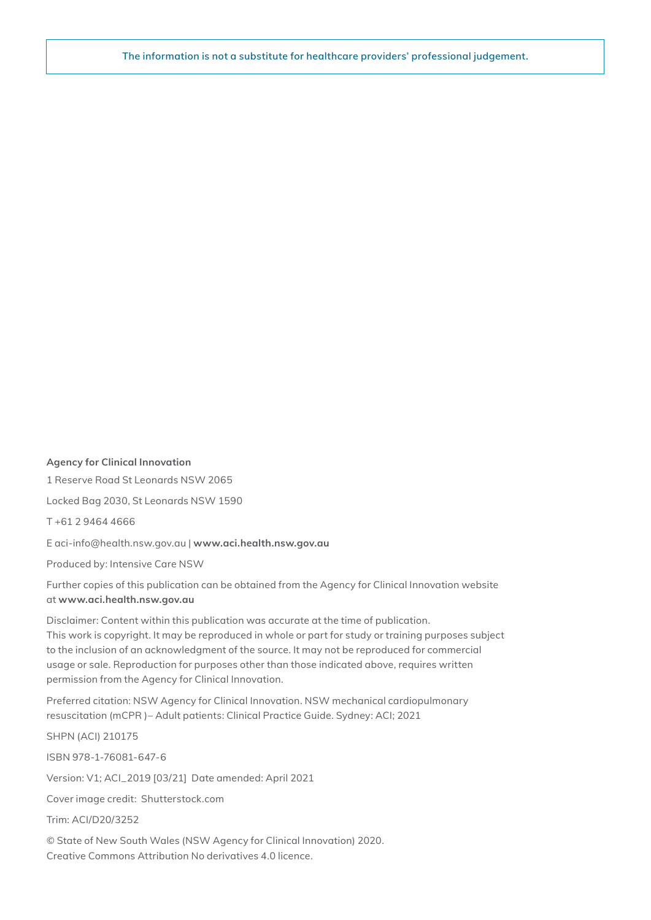The information is not a substitute for healthcare providers' professional judgement.

**Agency for Clinical Innovation**

1 Reserve Road St Leonards NSW 2065

Locked Bag 2030, St Leonards NSW 1590

T +61 2 9464 4666

E aci-info@health.nsw.gov.au | **www.aci.health.nsw.gov.au**

Produced by: Intensive Care NSW

Further copies of this publication can be obtained from the Agency for Clinical Innovation website at **www.aci.health.nsw.gov.au**

Disclaimer: Content within this publication was accurate at the time of publication.
This work is copyright. It may be reproduced in whole or part for study or training purposes subject to the inclusion of an acknowledgment of the source. It may not be reproduced for commercial usage or sale. Reproduction for purposes other than those indicated above, requires written permission from the Agency for Clinical Innovation.

Preferred citation: NSW Agency for Clinical Innovation. NSW mechanical cardiopulmonary resuscitation (mCPR )– Adult patients: Clinical Practice Guide. Sydney: ACI; 2021

SHPN (ACI) 210175

ISBN 978-1-76081-647-6

Version: V1; ACI_2019 [03/21]  Date amended: April 2021

Cover image credit:  Shutterstock.com

Trim: ACI/D20/3252

© State of New South Wales (NSW Agency for Clinical Innovation) 2020.
Creative Commons Attribution No derivatives 4.0 licence.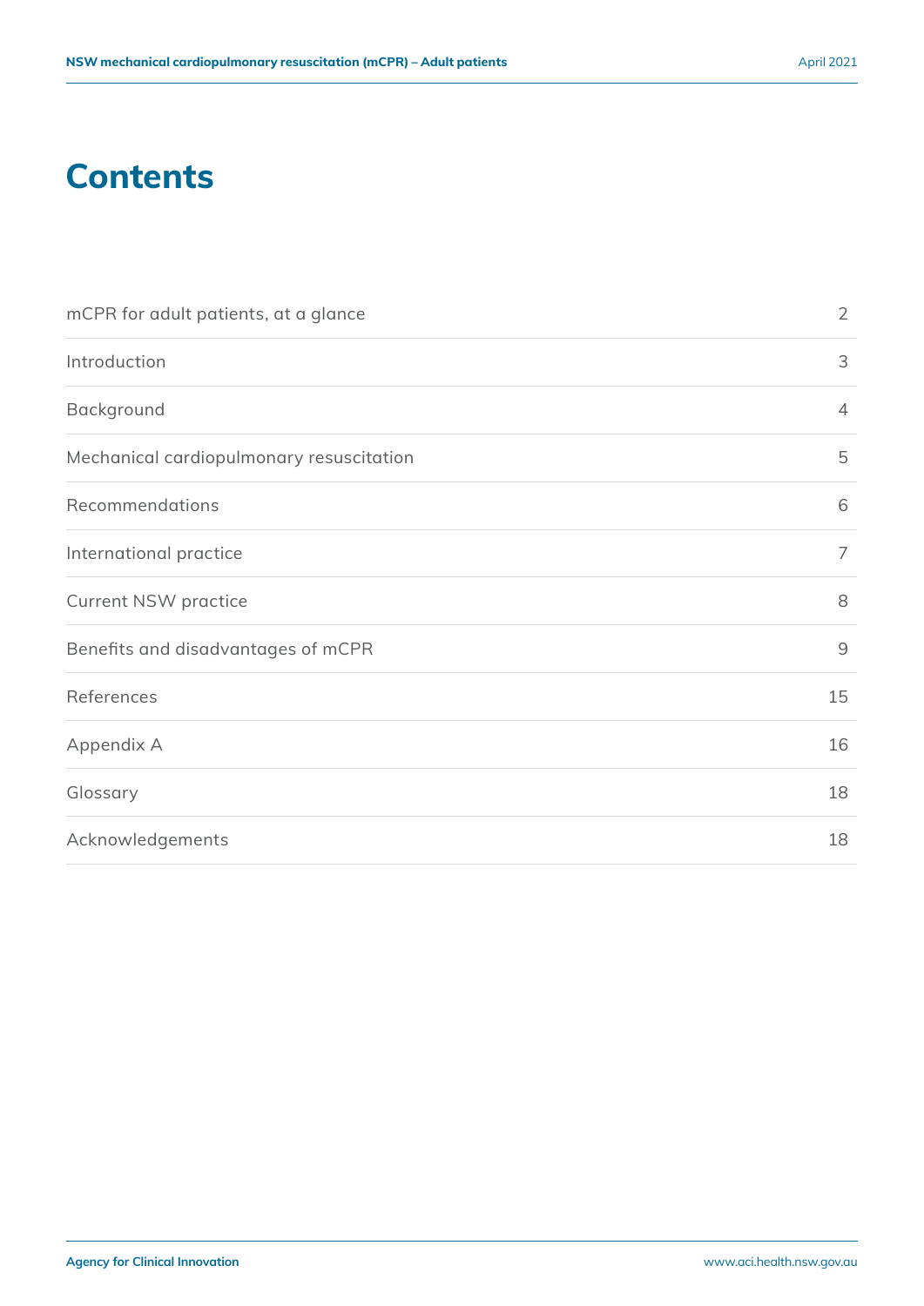# Contents

| | |
|---|---|
| mCPR for adult patients, at a glance | 2 |
| Introduction | 3 |
| Background | 4 |
| Mechanical cardiopulmonary resuscitation | 5 |
| Recommendations | 6 |
| International practice | 7 |
| Current NSW practice | 8 |
| Benefits and disadvantages of mCPR | 9 |
| References | 15 |
| Appendix A | 16 |
| Glossary | 18 |
| Acknowledgements | 18 |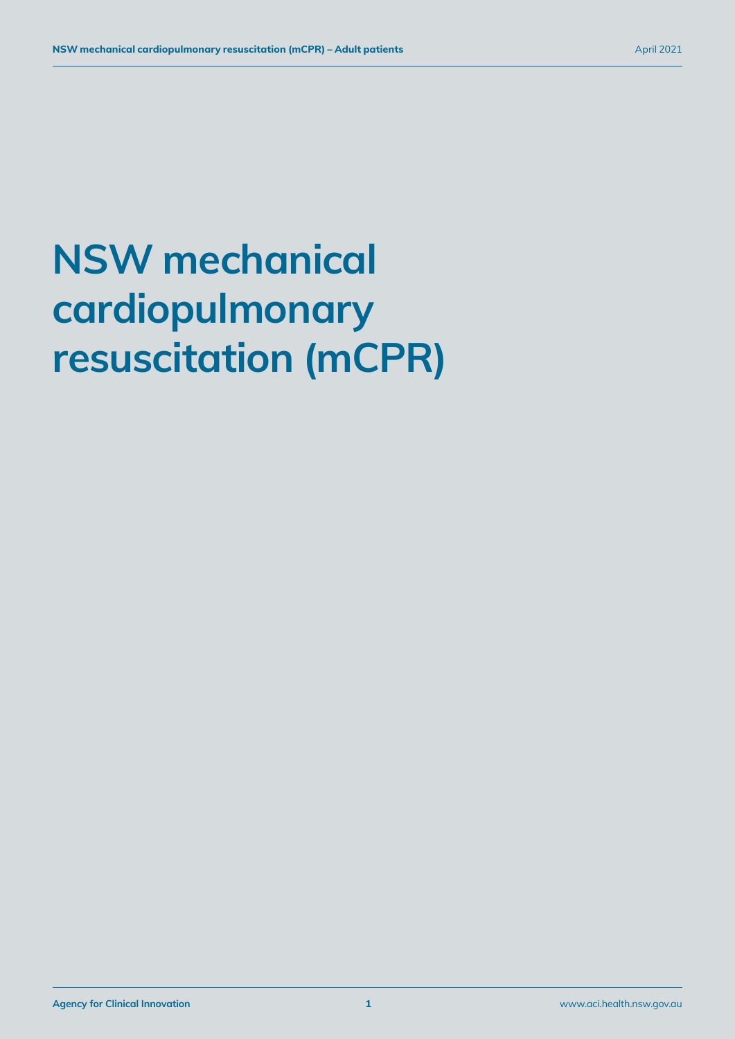# NSW mechanical cardiopulmonary resuscitation (mCPR)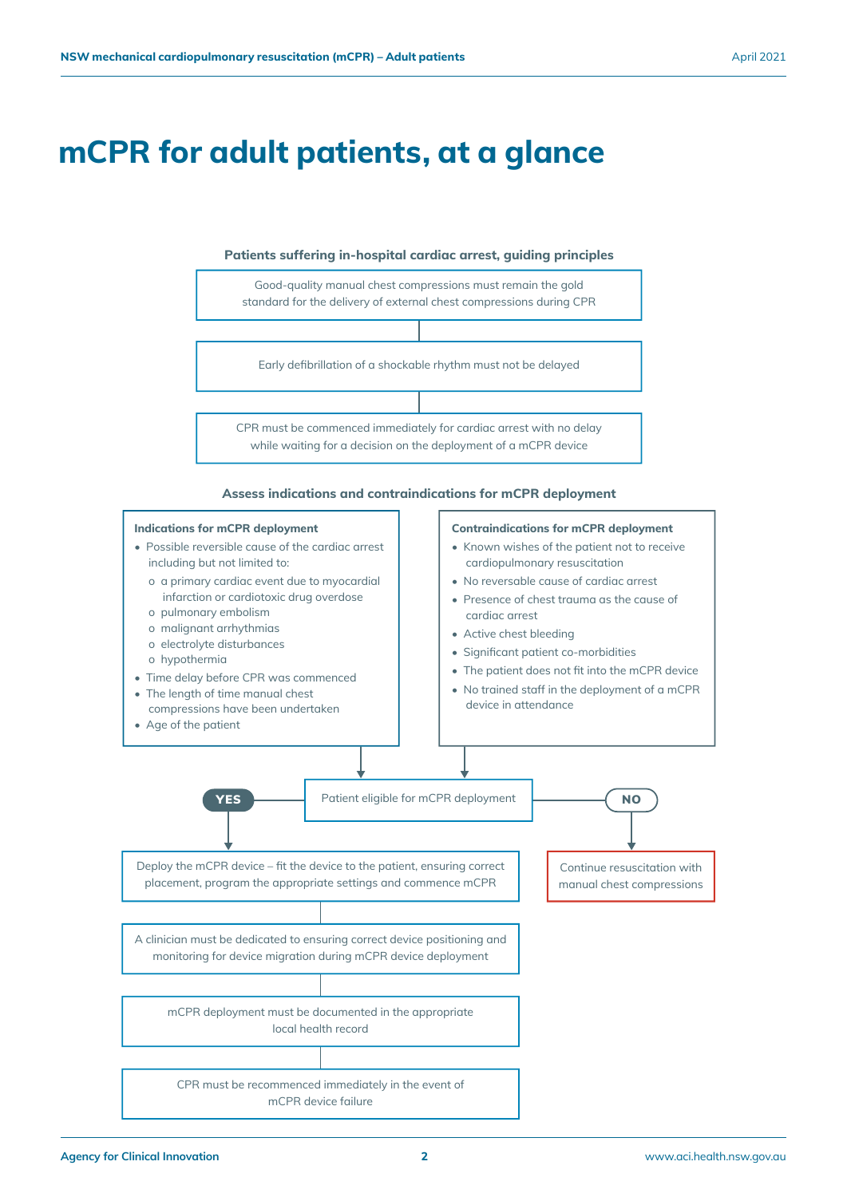# mCPR for adult patients, at a glance

**Patients suffering in-hospital cardiac arrest, guiding principles**

Good-quality manual chest compressions must remain the gold standard for the delivery of external chest compressions during CPR

Early defibrillation of a shockable rhythm must not be delayed

CPR must be commenced immediately for cardiac arrest with no delay while waiting for a decision on the deployment of a mCPR device

**Assess indications and contraindications for mCPR deployment**

**Indications for mCPR deployment**

- Possible reversible cause of the cardiac arrest including but not limited to:
  - a primary cardiac event due to myocardial infarction or cardiotoxic drug overdose
  - pulmonary embolism
  - malignant arrhythmias
  - electrolyte disturbances
  - hypothermia
- Time delay before CPR was commenced
- The length of time manual chest compressions have been undertaken
- Age of the patient

**Contraindications for mCPR deployment**

- Known wishes of the patient not to receive cardiopulmonary resuscitation
- No reversable cause of cardiac arrest
- Presence of chest trauma as the cause of cardiac arrest
- Active chest bleeding
- Significant patient co-morbidities
- The patient does not fit into the mCPR device
- No trained staff in the deployment of a mCPR device in attendance

Patient eligible for mCPR deployment

**YES**

Deploy the mCPR device – fit the device to the patient, ensuring correct placement, program the appropriate settings and commence mCPR

A clinician must be dedicated to ensuring correct device positioning and monitoring for device migration during mCPR device deployment

mCPR deployment must be documented in the appropriate local health record

CPR must be recommenced immediately in the event of mCPR device failure

**NO**

Continue resuscitation with manual chest compressions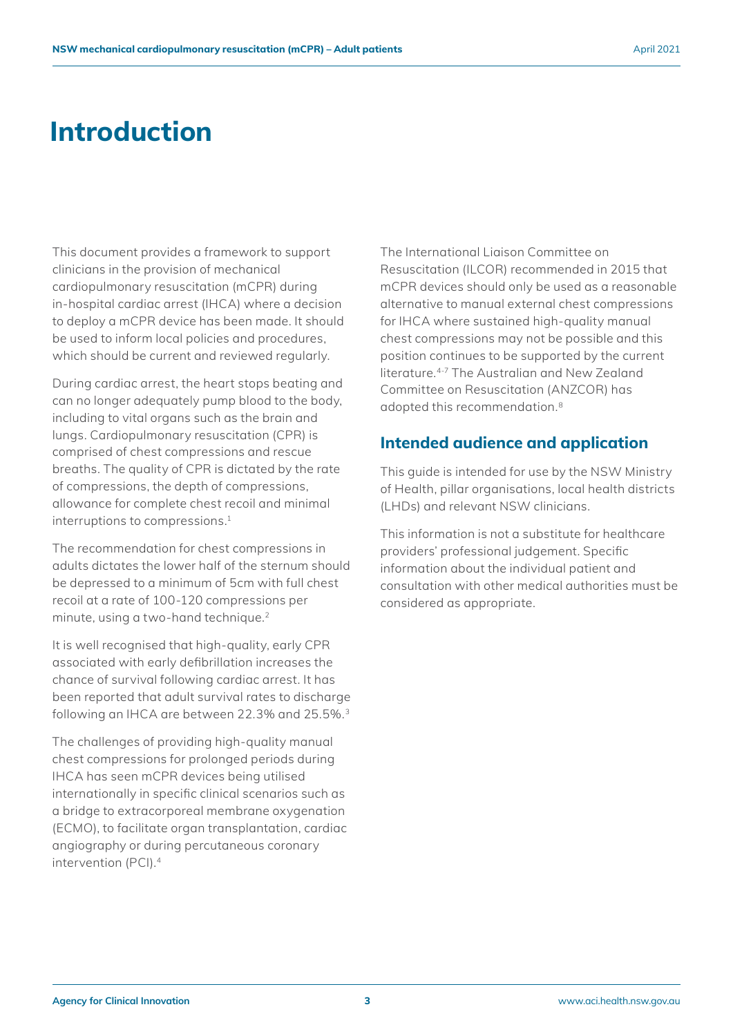# Introduction

This document provides a framework to support clinicians in the provision of mechanical cardiopulmonary resuscitation (mCPR) during in-hospital cardiac arrest (IHCA) where a decision to deploy a mCPR device has been made. It should be used to inform local policies and procedures, which should be current and reviewed regularly.

During cardiac arrest, the heart stops beating and can no longer adequately pump blood to the body, including to vital organs such as the brain and lungs. Cardiopulmonary resuscitation (CPR) is comprised of chest compressions and rescue breaths. The quality of CPR is dictated by the rate of compressions, the depth of compressions, allowance for complete chest recoil and minimal interruptions to compressions.[1]

The recommendation for chest compressions in adults dictates the lower half of the sternum should be depressed to a minimum of 5cm with full chest recoil at a rate of 100-120 compressions per minute, using a two-hand technique.[2]

It is well recognised that high-quality, early CPR associated with early defibrillation increases the chance of survival following cardiac arrest. It has been reported that adult survival rates to discharge following an IHCA are between 22.3% and 25.5%.[3]

The challenges of providing high-quality manual chest compressions for prolonged periods during IHCA has seen mCPR devices being utilised internationally in specific clinical scenarios such as a bridge to extracorporeal membrane oxygenation (ECMO), to facilitate organ transplantation, cardiac angiography or during percutaneous coronary intervention (PCI).[4]

The International Liaison Committee on Resuscitation (ILCOR) recommended in 2015 that mCPR devices should only be used as a reasonable alternative to manual external chest compressions for IHCA where sustained high-quality manual chest compressions may not be possible and this position continues to be supported by the current literature.[4-7] The Australian and New Zealand Committee on Resuscitation (ANZCOR) has adopted this recommendation.[8]

## Intended audience and application

This guide is intended for use by the NSW Ministry of Health, pillar organisations, local health districts (LHDs) and relevant NSW clinicians.

This information is not a substitute for healthcare providers' professional judgement. Specific information about the individual patient and consultation with other medical authorities must be considered as appropriate.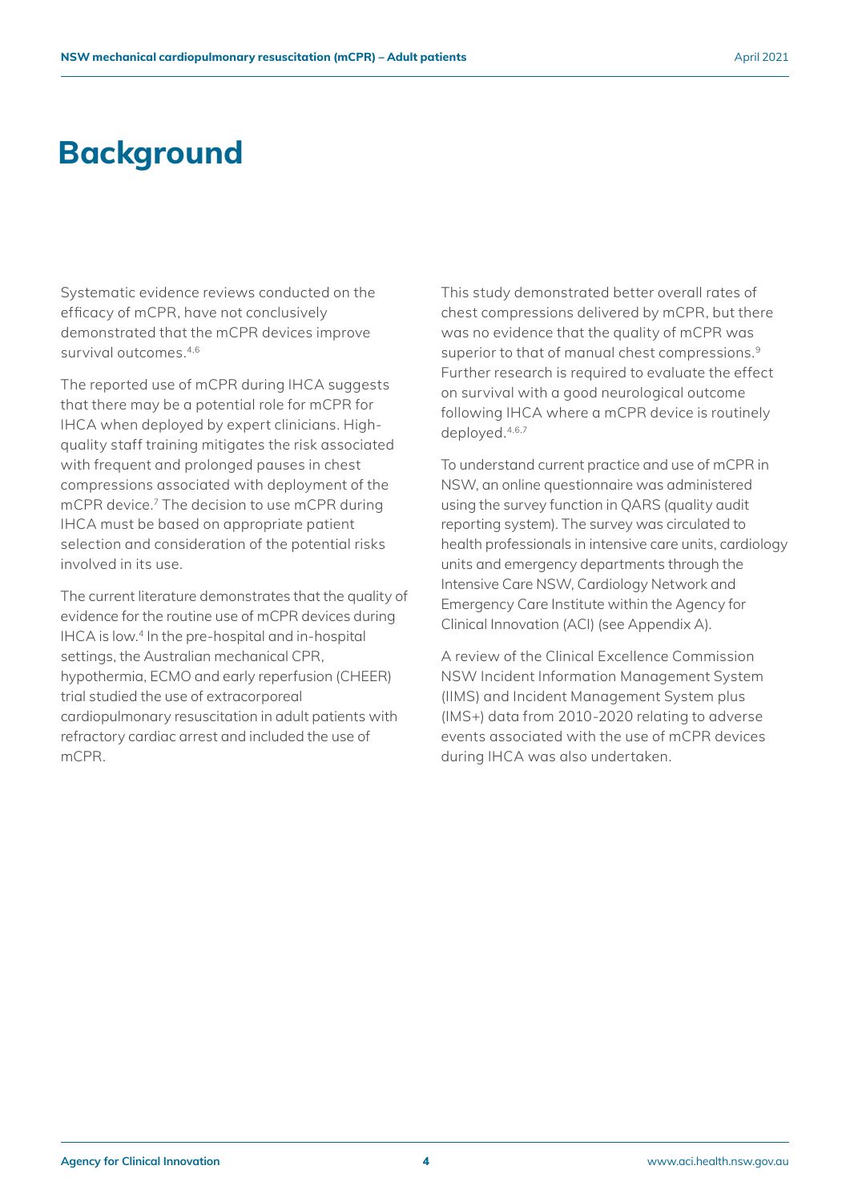# Background

Systematic evidence reviews conducted on the efficacy of mCPR, have not conclusively demonstrated that the mCPR devices improve survival outcomes.[4,6]

The reported use of mCPR during IHCA suggests that there may be a potential role for mCPR for IHCA when deployed by expert clinicians. High-quality staff training mitigates the risk associated with frequent and prolonged pauses in chest compressions associated with deployment of the mCPR device.[7] The decision to use mCPR during IHCA must be based on appropriate patient selection and consideration of the potential risks involved in its use.

The current literature demonstrates that the quality of evidence for the routine use of mCPR devices during IHCA is low.[4] In the pre-hospital and in-hospital settings, the Australian mechanical CPR, hypothermia, ECMO and early reperfusion (CHEER) trial studied the use of extracorporeal cardiopulmonary resuscitation in adult patients with refractory cardiac arrest and included the use of mCPR.

This study demonstrated better overall rates of chest compressions delivered by mCPR, but there was no evidence that the quality of mCPR was superior to that of manual chest compressions.[9] Further research is required to evaluate the effect on survival with a good neurological outcome following IHCA where a mCPR device is routinely deployed.[4,6,7]

To understand current practice and use of mCPR in NSW, an online questionnaire was administered using the survey function in QARS (quality audit reporting system). The survey was circulated to health professionals in intensive care units, cardiology units and emergency departments through the Intensive Care NSW, Cardiology Network and Emergency Care Institute within the Agency for Clinical Innovation (ACI) (see Appendix A).

A review of the Clinical Excellence Commission NSW Incident Information Management System (IIMS) and Incident Management System plus (IMS+) data from 2010-2020 relating to adverse events associated with the use of mCPR devices during IHCA was also undertaken.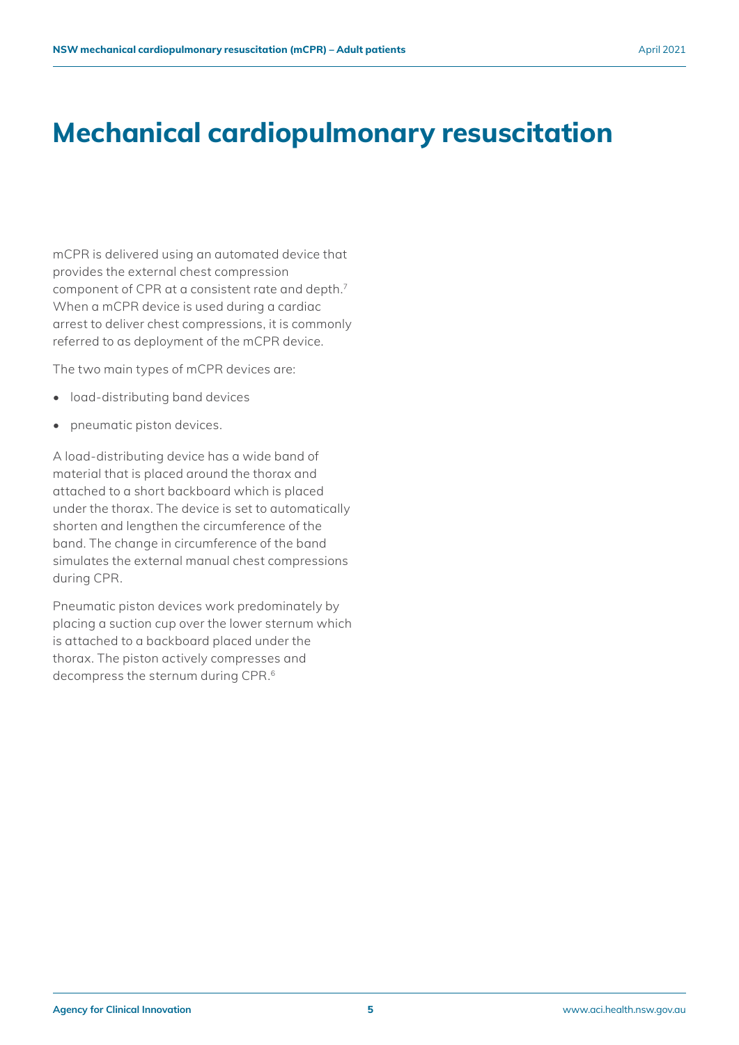# Mechanical cardiopulmonary resuscitation

mCPR is delivered using an automated device that provides the external chest compression component of CPR at a consistent rate and depth.[7] When a mCPR device is used during a cardiac arrest to deliver chest compressions, it is commonly referred to as deployment of the mCPR device.

The two main types of mCPR devices are:

- load-distributing band devices
- pneumatic piston devices.

A load-distributing device has a wide band of material that is placed around the thorax and attached to a short backboard which is placed under the thorax. The device is set to automatically shorten and lengthen the circumference of the band. The change in circumference of the band simulates the external manual chest compressions during CPR.

Pneumatic piston devices work predominately by placing a suction cup over the lower sternum which is attached to a backboard placed under the thorax. The piston actively compresses and decompress the sternum during CPR.[6]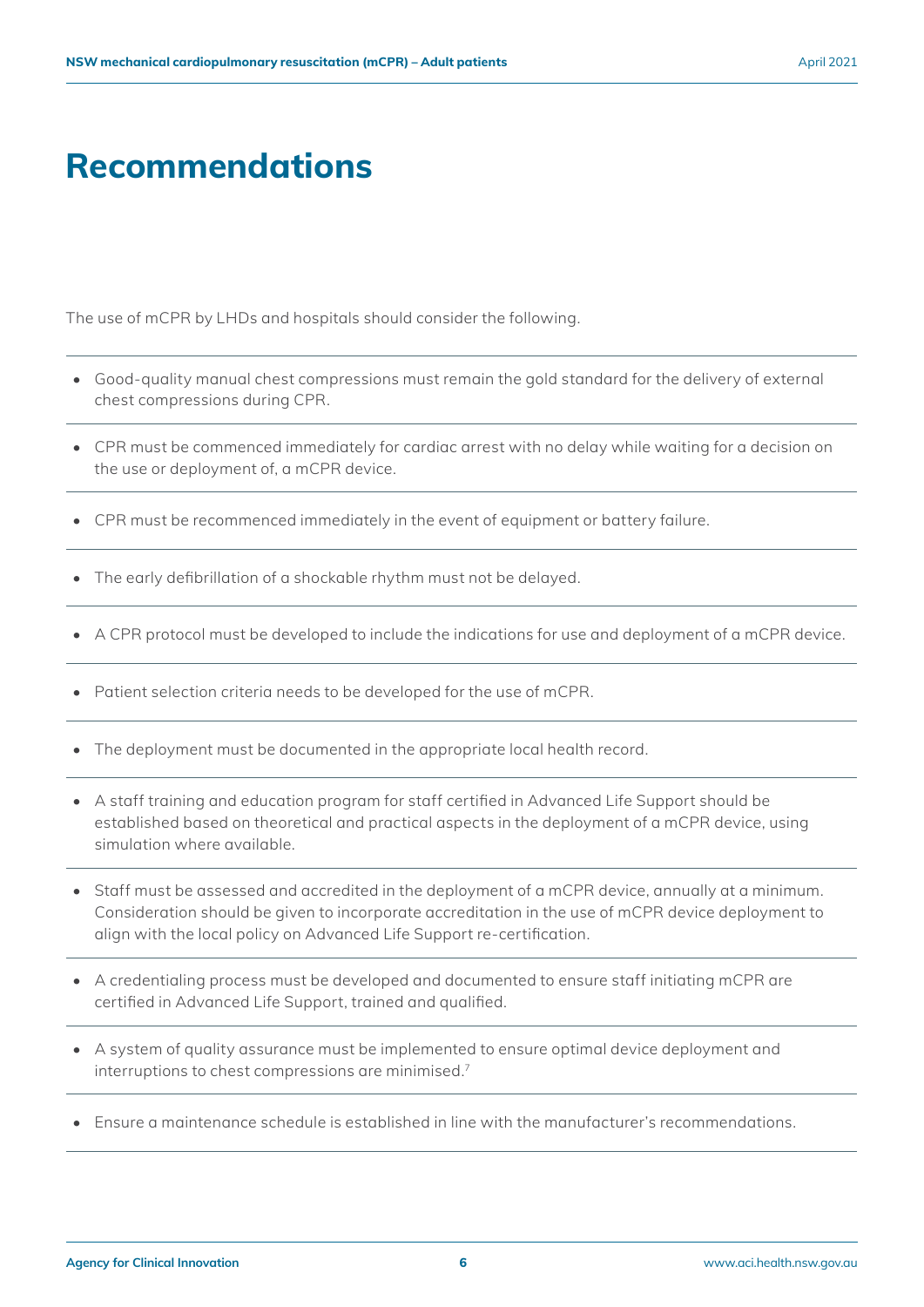# Recommendations

The use of mCPR by LHDs and hospitals should consider the following.

- Good-quality manual chest compressions must remain the gold standard for the delivery of external chest compressions during CPR.
- CPR must be commenced immediately for cardiac arrest with no delay while waiting for a decision on the use or deployment of, a mCPR device.
- CPR must be recommenced immediately in the event of equipment or battery failure.
- The early defibrillation of a shockable rhythm must not be delayed.
- A CPR protocol must be developed to include the indications for use and deployment of a mCPR device.
- Patient selection criteria needs to be developed for the use of mCPR.
- The deployment must be documented in the appropriate local health record.
- A staff training and education program for staff certified in Advanced Life Support should be established based on theoretical and practical aspects in the deployment of a mCPR device, using simulation where available.
- Staff must be assessed and accredited in the deployment of a mCPR device, annually at a minimum. Consideration should be given to incorporate accreditation in the use of mCPR device deployment to align with the local policy on Advanced Life Support re-certification.
- A credentialing process must be developed and documented to ensure staff initiating mCPR are certified in Advanced Life Support, trained and qualified.
- A system of quality assurance must be implemented to ensure optimal device deployment and interruptions to chest compressions are minimised.[7]
- Ensure a maintenance schedule is established in line with the manufacturer's recommendations.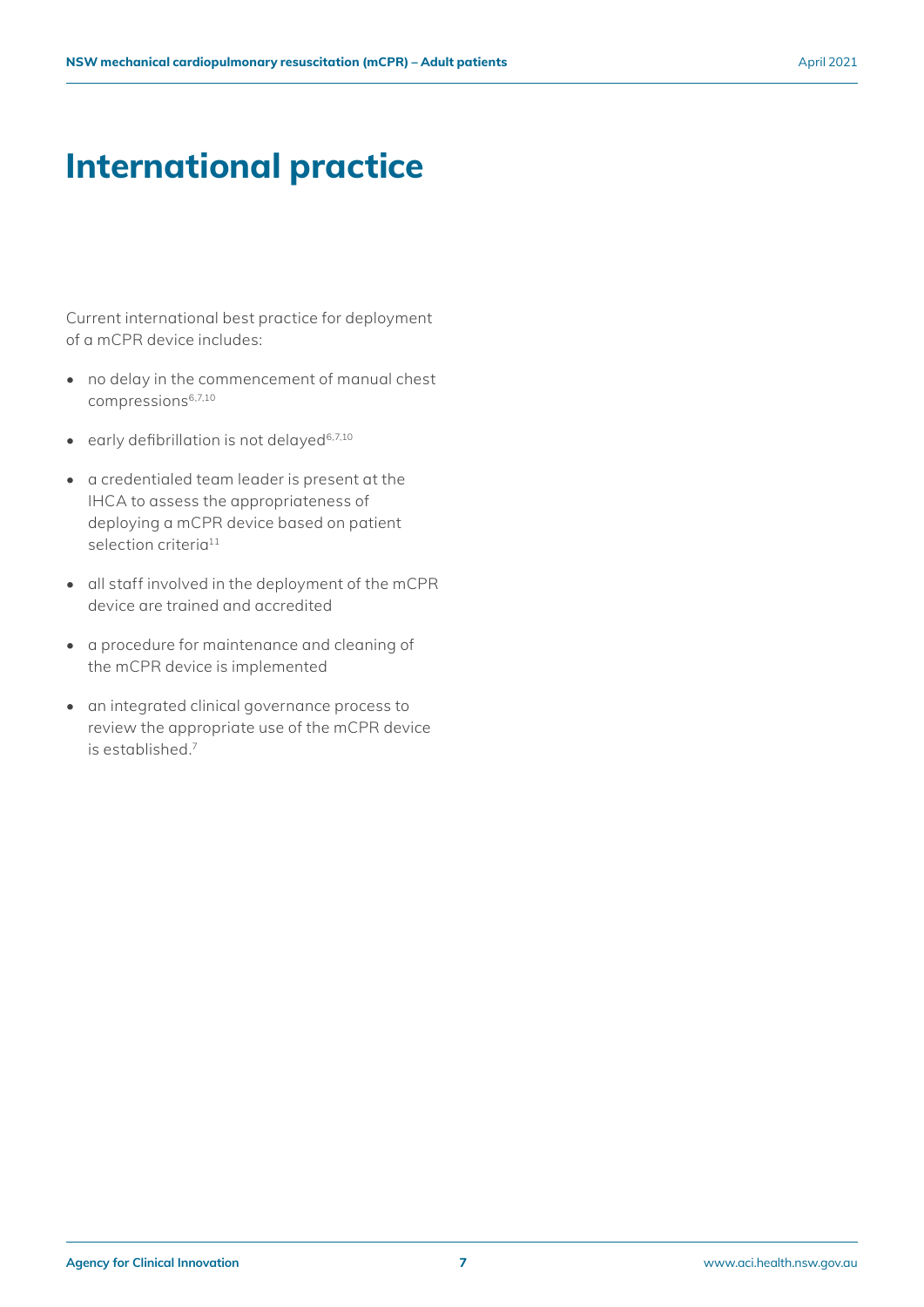# International practice

Current international best practice for deployment of a mCPR device includes:

- no delay in the commencement of manual chest compressions[6,7,10]
- early defibrillation is not delayed[6,7,10]
- a credentialed team leader is present at the IHCA to assess the appropriateness of deploying a mCPR device based on patient selection criteria[11]
- all staff involved in the deployment of the mCPR device are trained and accredited
- a procedure for maintenance and cleaning of the mCPR device is implemented
- an integrated clinical governance process to review the appropriate use of the mCPR device is established.[7]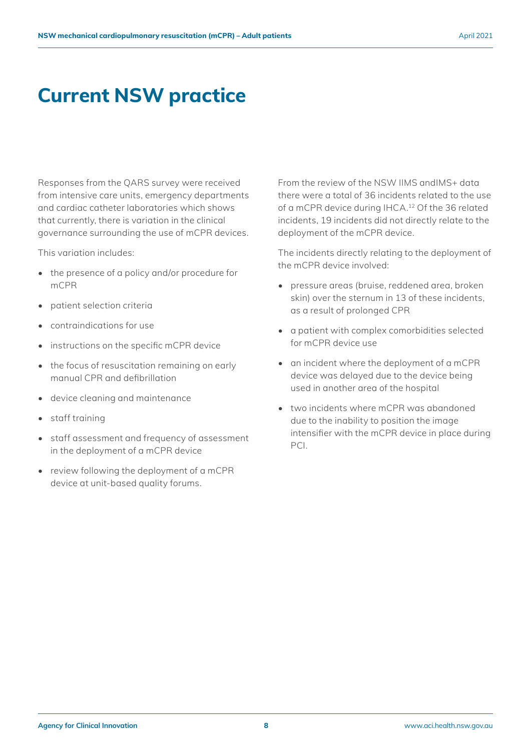# Current NSW practice

Responses from the QARS survey were received from intensive care units, emergency departments and cardiac catheter laboratories which shows that currently, there is variation in the clinical governance surrounding the use of mCPR devices.

This variation includes:

- the presence of a policy and/or procedure for mCPR
- patient selection criteria
- contraindications for use
- instructions on the specific mCPR device
- the focus of resuscitation remaining on early manual CPR and defibrillation
- device cleaning and maintenance
- staff training
- staff assessment and frequency of assessment in the deployment of a mCPR device
- review following the deployment of a mCPR device at unit-based quality forums.

From the review of the NSW IIMS andIMS+ data there were a total of 36 incidents related to the use of a mCPR device during IHCA.[12] Of the 36 related incidents, 19 incidents did not directly relate to the deployment of the mCPR device.

The incidents directly relating to the deployment of the mCPR device involved:

- pressure areas (bruise, reddened area, broken skin) over the sternum in 13 of these incidents, as a result of prolonged CPR
- a patient with complex comorbidities selected for mCPR device use
- an incident where the deployment of a mCPR device was delayed due to the device being used in another area of the hospital
- two incidents where mCPR was abandoned due to the inability to position the image intensifier with the mCPR device in place during PCI.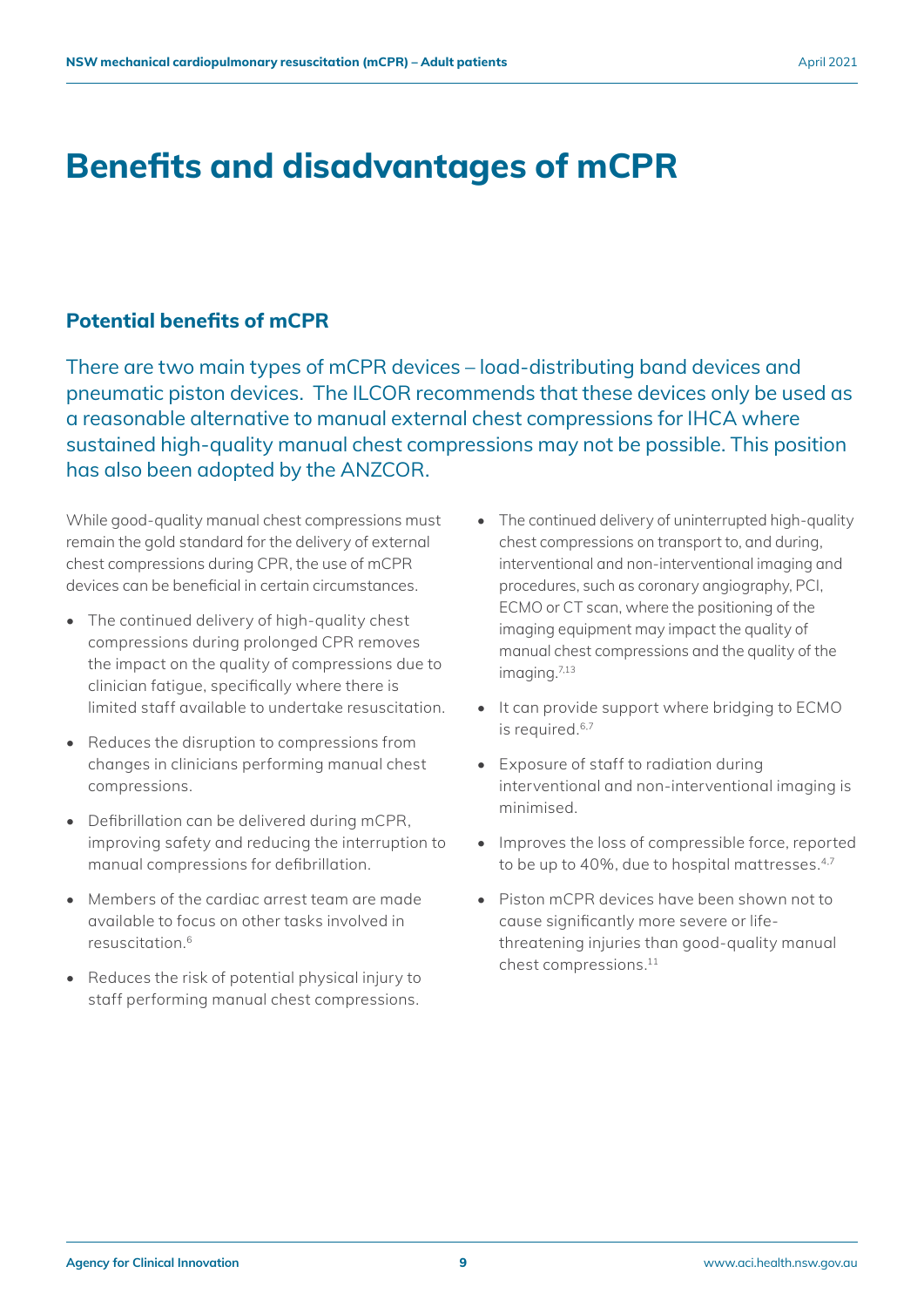# Benefits and disadvantages of mCPR

## Potential benefits of mCPR

There are two main types of mCPR devices – load-distributing band devices and pneumatic piston devices. The ILCOR recommends that these devices only be used as a reasonable alternative to manual external chest compressions for IHCA where sustained high-quality manual chest compressions may not be possible. This position has also been adopted by the ANZCOR.

While good-quality manual chest compressions must remain the gold standard for the delivery of external chest compressions during CPR, the use of mCPR devices can be beneficial in certain circumstances.

- The continued delivery of high-quality chest compressions during prolonged CPR removes the impact on the quality of compressions due to clinician fatigue, specifically where there is limited staff available to undertake resuscitation.
- Reduces the disruption to compressions from changes in clinicians performing manual chest compressions.
- Defibrillation can be delivered during mCPR, improving safety and reducing the interruption to manual compressions for defibrillation.
- Members of the cardiac arrest team are made available to focus on other tasks involved in resuscitation.[6]
- Reduces the risk of potential physical injury to staff performing manual chest compressions.
- The continued delivery of uninterrupted high-quality chest compressions on transport to, and during, interventional and non-interventional imaging and procedures, such as coronary angiography, PCI, ECMO or CT scan, where the positioning of the imaging equipment may impact the quality of manual chest compressions and the quality of the imaging.[7,13]
- It can provide support where bridging to ECMO is required.[6,7]
- Exposure of staff to radiation during interventional and non-interventional imaging is minimised.
- Improves the loss of compressible force, reported to be up to 40%, due to hospital mattresses.[4,7]
- Piston mCPR devices have been shown not to cause significantly more severe or life-threatening injuries than good-quality manual chest compressions.[11]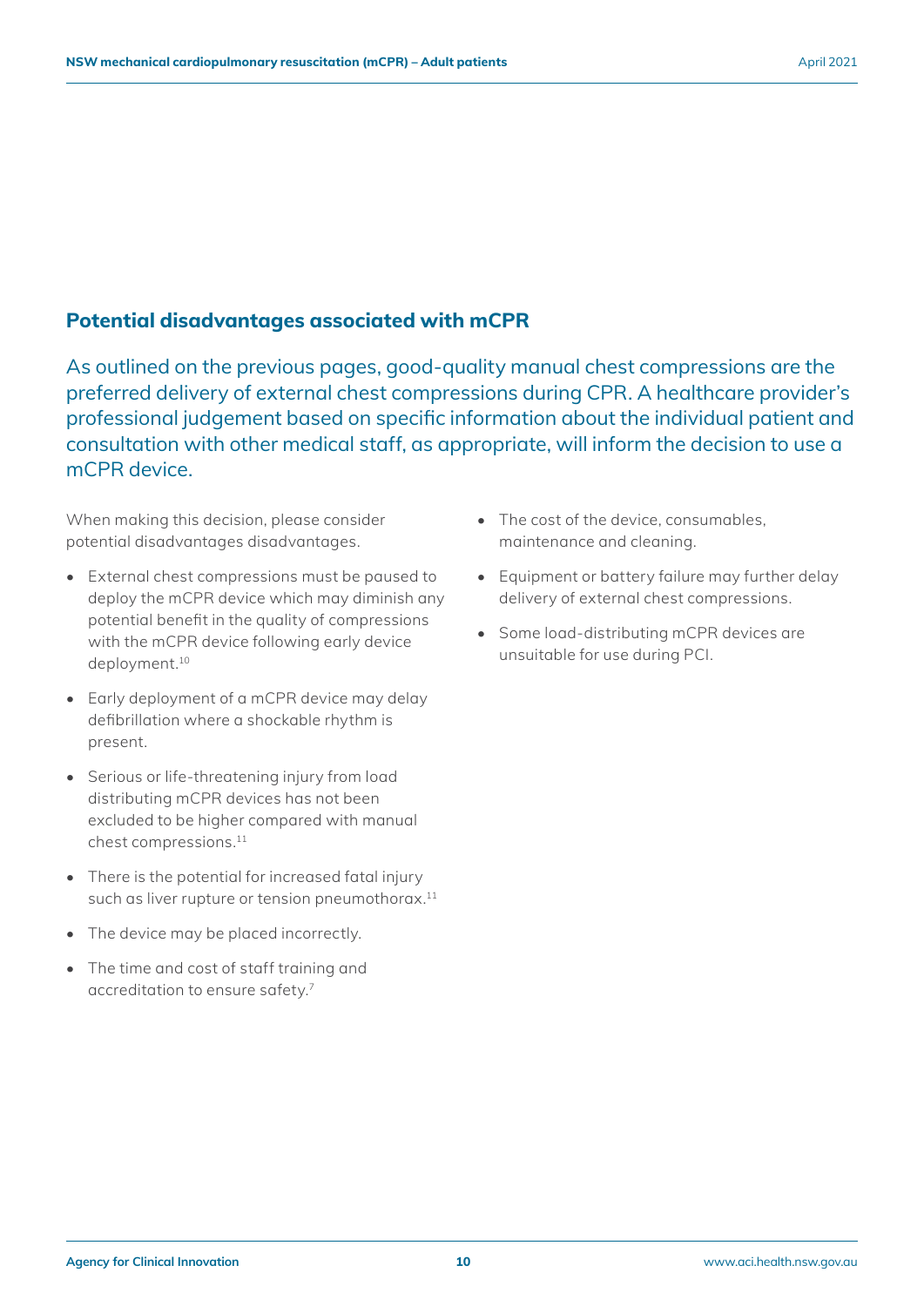## Potential disadvantages associated with mCPR

As outlined on the previous pages, good-quality manual chest compressions are the preferred delivery of external chest compressions during CPR. A healthcare provider's professional judgement based on specific information about the individual patient and consultation with other medical staff, as appropriate, will inform the decision to use a mCPR device.

When making this decision, please consider potential disadvantages disadvantages.

- External chest compressions must be paused to deploy the mCPR device which may diminish any potential benefit in the quality of compressions with the mCPR device following early device deployment.[10]
- Early deployment of a mCPR device may delay defibrillation where a shockable rhythm is present.
- Serious or life-threatening injury from load distributing mCPR devices has not been excluded to be higher compared with manual chest compressions.[11]
- There is the potential for increased fatal injury such as liver rupture or tension pneumothorax.[11]
- The device may be placed incorrectly.
- The time and cost of staff training and accreditation to ensure safety.[7]
- The cost of the device, consumables, maintenance and cleaning.
- Equipment or battery failure may further delay delivery of external chest compressions.
- Some load-distributing mCPR devices are unsuitable for use during PCI.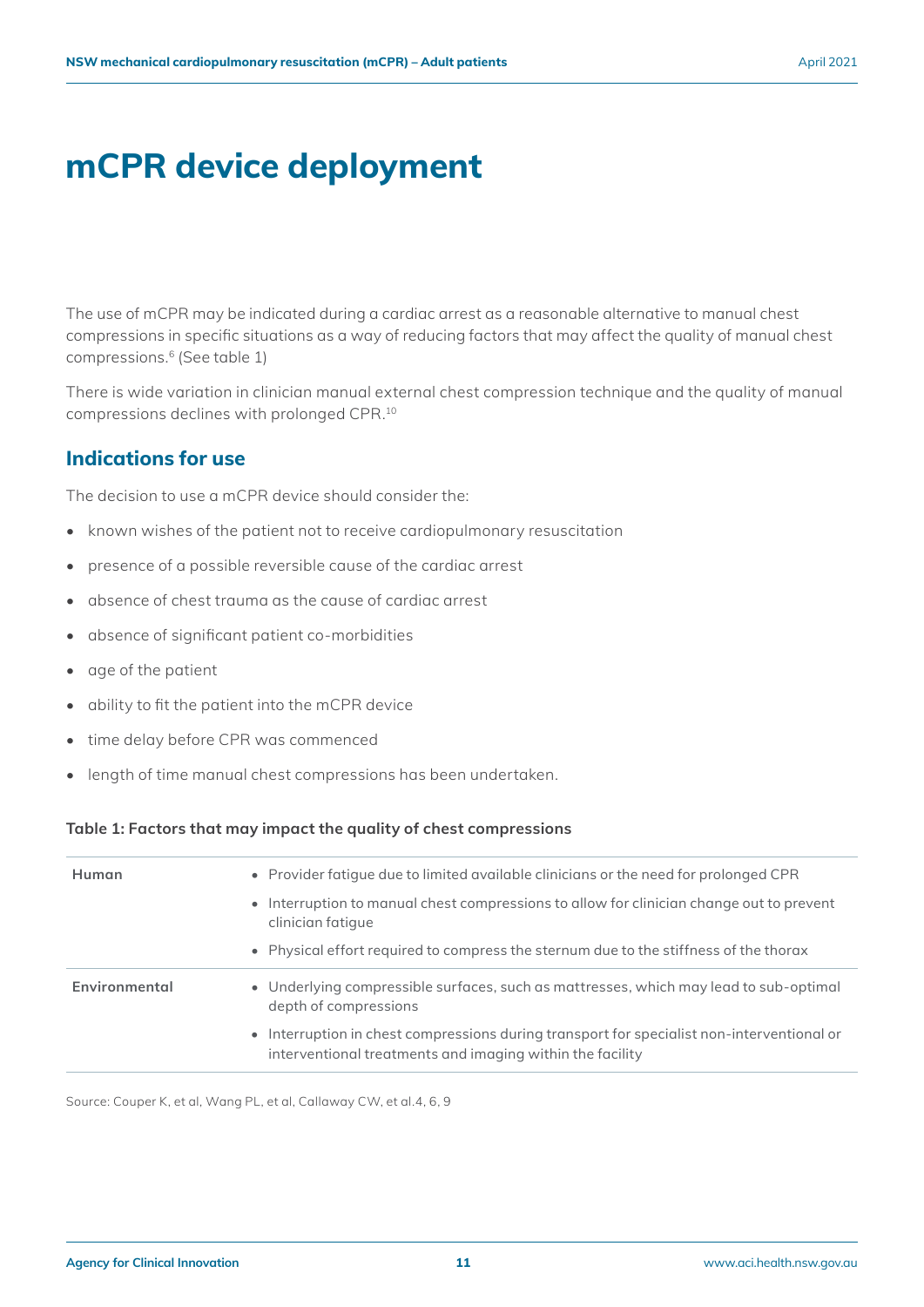# mCPR device deployment

The use of mCPR may be indicated during a cardiac arrest as a reasonable alternative to manual chest compressions in specific situations as a way of reducing factors that may affect the quality of manual chest compressions.[6] (See table 1)

There is wide variation in clinician manual external chest compression technique and the quality of manual compressions declines with prolonged CPR.[10]

## Indications for use

The decision to use a mCPR device should consider the:

- known wishes of the patient not to receive cardiopulmonary resuscitation
- presence of a possible reversible cause of the cardiac arrest
- absence of chest trauma as the cause of cardiac arrest
- absence of significant patient co-morbidities
- age of the patient
- ability to fit the patient into the mCPR device
- time delay before CPR was commenced
- length of time manual chest compressions has been undertaken.

**Table 1: Factors that may impact the quality of chest compressions**

| | |
|---|---|
| **Human** | • Provider fatigue due to limited available clinicians or the need for prolonged CPR<br>• Interruption to manual chest compressions to allow for clinician change out to prevent clinician fatigue<br>• Physical effort required to compress the sternum due to the stiffness of the thorax |
| **Environmental** | • Underlying compressible surfaces, such as mattresses, which may lead to sub-optimal depth of compressions<br>• Interruption in chest compressions during transport for specialist non-interventional or interventional treatments and imaging within the facility |

Source: Couper K, et al, Wang PL, et al, Callaway CW, et al.4, 6, 9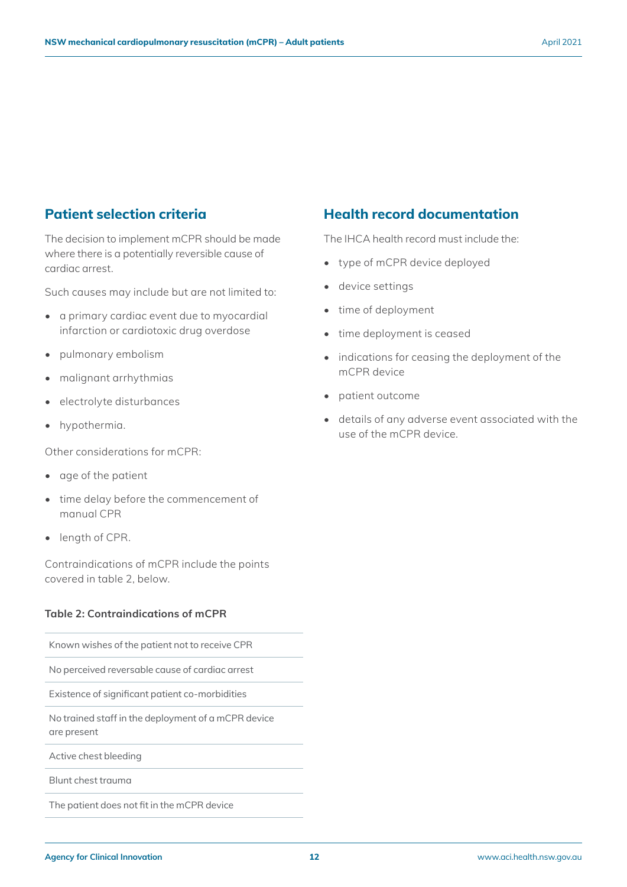## Patient selection criteria

The decision to implement mCPR should be made where there is a potentially reversible cause of cardiac arrest.

Such causes may include but are not limited to:

- a primary cardiac event due to myocardial infarction or cardiotoxic drug overdose
- pulmonary embolism
- malignant arrhythmias
- electrolyte disturbances
- hypothermia.

Other considerations for mCPR:

- age of the patient
- time delay before the commencement of manual CPR
- length of CPR.

Contraindications of mCPR include the points covered in table 2, below.

**Table 2: Contraindications of mCPR**

| |
|---|
| Known wishes of the patient not to receive CPR |
| No perceived reversable cause of cardiac arrest |
| Existence of significant patient co-morbidities |
| No trained staff in the deployment of a mCPR device are present |
| Active chest bleeding |
| Blunt chest trauma |
| The patient does not fit in the mCPR device |

## Health record documentation

The IHCA health record must include the:

- type of mCPR device deployed
- device settings
- time of deployment
- time deployment is ceased
- indications for ceasing the deployment of the mCPR device
- patient outcome
- details of any adverse event associated with the use of the mCPR device.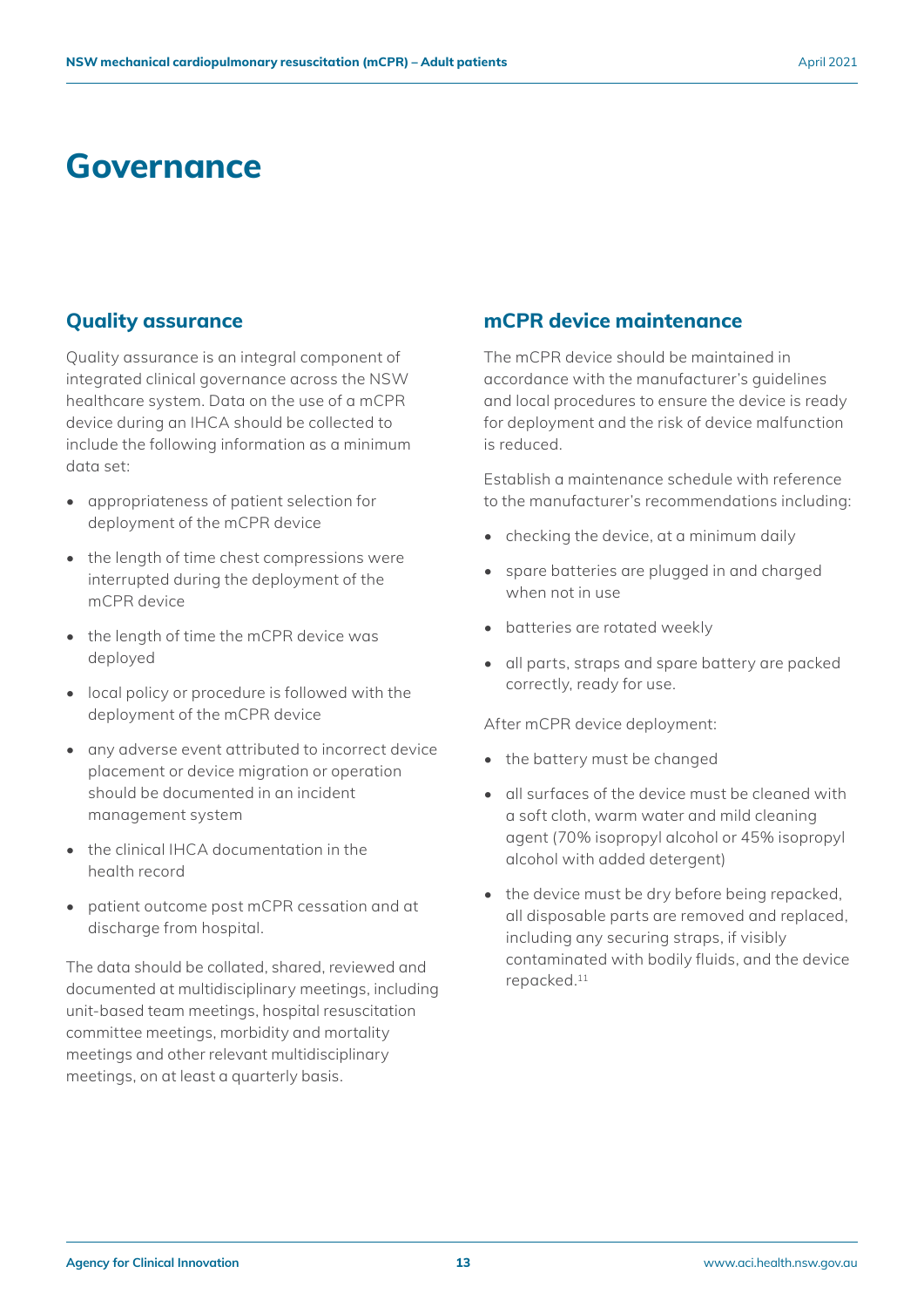# Governance

## Quality assurance

Quality assurance is an integral component of integrated clinical governance across the NSW healthcare system. Data on the use of a mCPR device during an IHCA should be collected to include the following information as a minimum data set:

- appropriateness of patient selection for deployment of the mCPR device
- the length of time chest compressions were interrupted during the deployment of the mCPR device
- the length of time the mCPR device was deployed
- local policy or procedure is followed with the deployment of the mCPR device
- any adverse event attributed to incorrect device placement or device migration or operation should be documented in an incident management system
- the clinical IHCA documentation in the health record
- patient outcome post mCPR cessation and at discharge from hospital.

The data should be collated, shared, reviewed and documented at multidisciplinary meetings, including unit-based team meetings, hospital resuscitation committee meetings, morbidity and mortality meetings and other relevant multidisciplinary meetings, on at least a quarterly basis.

## mCPR device maintenance

The mCPR device should be maintained in accordance with the manufacturer's guidelines and local procedures to ensure the device is ready for deployment and the risk of device malfunction is reduced.

Establish a maintenance schedule with reference to the manufacturer's recommendations including:

- checking the device, at a minimum daily
- spare batteries are plugged in and charged when not in use
- batteries are rotated weekly
- all parts, straps and spare battery are packed correctly, ready for use.

After mCPR device deployment:

- the battery must be changed
- all surfaces of the device must be cleaned with a soft cloth, warm water and mild cleaning agent (70% isopropyl alcohol or 45% isopropyl alcohol with added detergent)
- the device must be dry before being repacked, all disposable parts are removed and replaced, including any securing straps, if visibly contaminated with bodily fluids, and the device repacked.[11]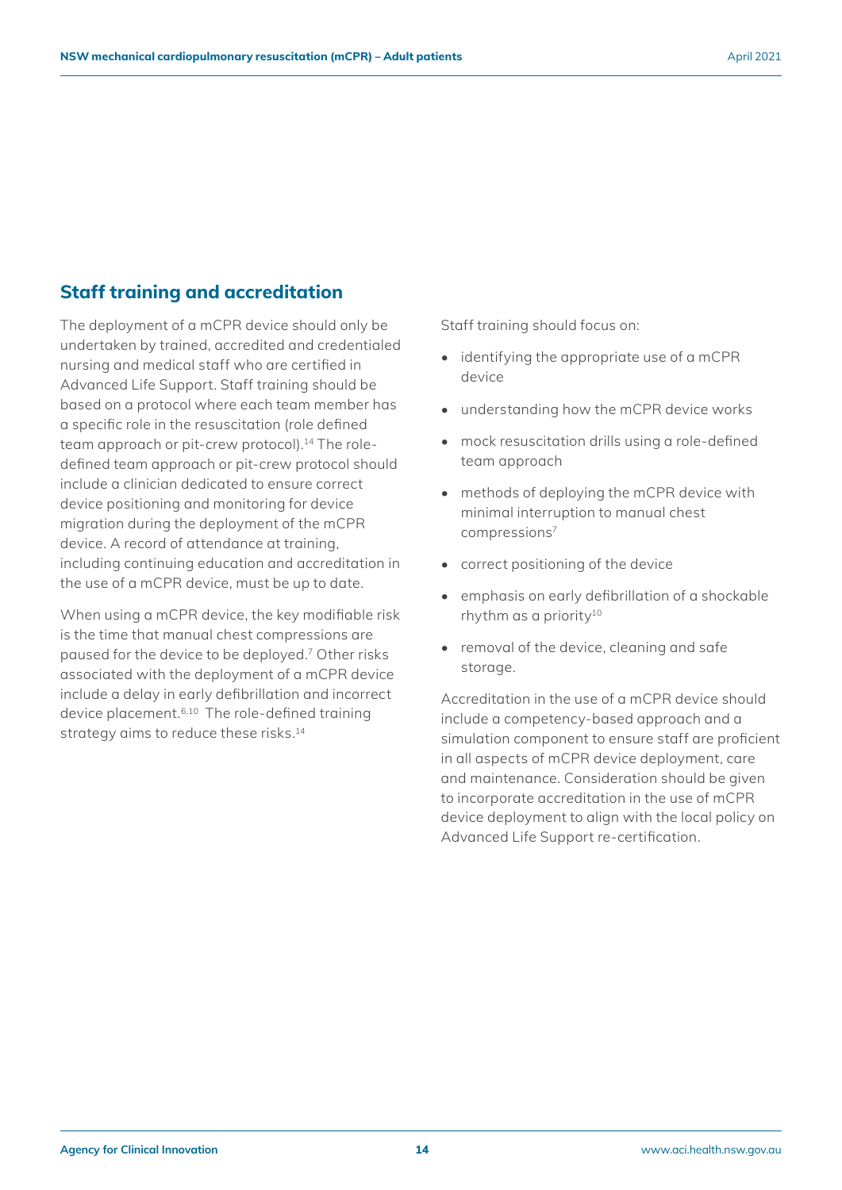## Staff training and accreditation

The deployment of a mCPR device should only be undertaken by trained, accredited and credentialed nursing and medical staff who are certified in Advanced Life Support. Staff training should be based on a protocol where each team member has a specific role in the resuscitation (role defined team approach or pit-crew protocol).[14] The role-defined team approach or pit-crew protocol should include a clinician dedicated to ensure correct device positioning and monitoring for device migration during the deployment of the mCPR device. A record of attendance at training, including continuing education and accreditation in the use of a mCPR device, must be up to date.

When using a mCPR device, the key modifiable risk is the time that manual chest compressions are paused for the device to be deployed.[7] Other risks associated with the deployment of a mCPR device include a delay in early defibrillation and incorrect device placement.[6,10] The role-defined training strategy aims to reduce these risks.[14]

Staff training should focus on:

- identifying the appropriate use of a mCPR device
- understanding how the mCPR device works
- mock resuscitation drills using a role-defined team approach
- methods of deploying the mCPR device with minimal interruption to manual chest compressions[7]
- correct positioning of the device
- emphasis on early defibrillation of a shockable rhythm as a priority[10]
- removal of the device, cleaning and safe storage.

Accreditation in the use of a mCPR device should include a competency-based approach and a simulation component to ensure staff are proficient in all aspects of mCPR device deployment, care and maintenance. Consideration should be given to incorporate accreditation in the use of mCPR device deployment to align with the local policy on Advanced Life Support re-certification.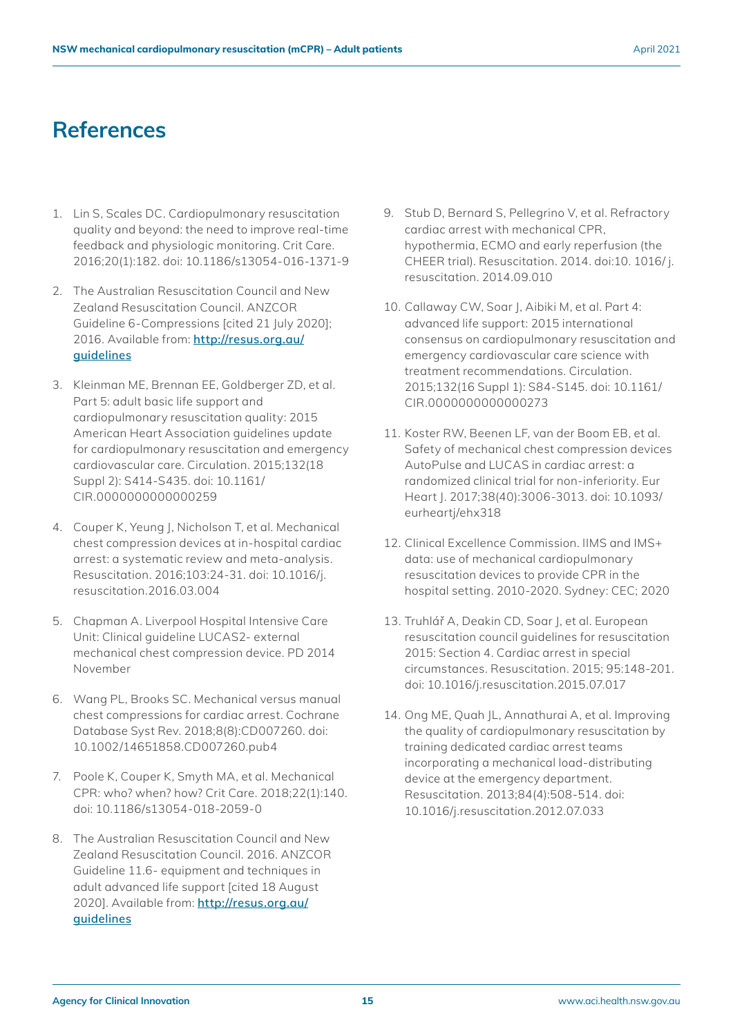# References

1. Lin S, Scales DC. Cardiopulmonary resuscitation quality and beyond: the need to improve real-time feedback and physiologic monitoring. Crit Care. 2016;20(1):182. doi: 10.1186/s13054-016-1371-9

2. The Australian Resuscitation Council and New Zealand Resuscitation Council. ANZCOR Guideline 6-Compressions [cited 21 July 2020]; 2016. Available from: [http://resus.org.au/guidelines](http://resus.org.au/guidelines)

3. Kleinman ME, Brennan EE, Goldberger ZD, et al. Part 5: adult basic life support and cardiopulmonary resuscitation quality: 2015 American Heart Association guidelines update for cardiopulmonary resuscitation and emergency cardiovascular care. Circulation. 2015;132(18 Suppl 2): S414-S435. doi: 10.1161/CIR.0000000000000259

4. Couper K, Yeung J, Nicholson T, et al. Mechanical chest compression devices at in-hospital cardiac arrest: a systematic review and meta-analysis. Resuscitation. 2016;103:24-31. doi: 10.1016/j.resuscitation.2016.03.004

5. Chapman A. Liverpool Hospital Intensive Care Unit: Clinical guideline LUCAS2- external mechanical chest compression device. PD 2014 November

6. Wang PL, Brooks SC. Mechanical versus manual chest compressions for cardiac arrest. Cochrane Database Syst Rev. 2018;8(8):CD007260. doi: 10.1002/14651858.CD007260.pub4

7. Poole K, Couper K, Smyth MA, et al. Mechanical CPR: who? when? how? Crit Care. 2018;22(1):140. doi: 10.1186/s13054-018-2059-0

8. The Australian Resuscitation Council and New Zealand Resuscitation Council. 2016. ANZCOR Guideline 11.6- equipment and techniques in adult advanced life support [cited 18 August 2020]. Available from: [http://resus.org.au/guidelines](http://resus.org.au/guidelines)

9. Stub D, Bernard S, Pellegrino V, et al. Refractory cardiac arrest with mechanical CPR, hypothermia, ECMO and early reperfusion (the CHEER trial). Resuscitation. 2014. doi:10. 1016/ j. resuscitation. 2014.09.010

10. Callaway CW, Soar J, Aibiki M, et al. Part 4: advanced life support: 2015 international consensus on cardiopulmonary resuscitation and emergency cardiovascular care science with treatment recommendations. Circulation. 2015;132(16 Suppl 1): S84-S145. doi: 10.1161/CIR.0000000000000273

11. Koster RW, Beenen LF, van der Boom EB, et al. Safety of mechanical chest compression devices AutoPulse and LUCAS in cardiac arrest: a randomized clinical trial for non-inferiority. Eur Heart J. 2017;38(40):3006-3013. doi: 10.1093/eurheartj/ehx318

12. Clinical Excellence Commission. IIMS and IMS+ data: use of mechanical cardiopulmonary resuscitation devices to provide CPR in the hospital setting. 2010-2020. Sydney: CEC; 2020

13. Truhlář A, Deakin CD, Soar J, et al. European resuscitation council guidelines for resuscitation 2015: Section 4. Cardiac arrest in special circumstances. Resuscitation. 2015; 95:148-201. doi: 10.1016/j.resuscitation.2015.07.017

14. Ong ME, Quah JL, Annathurai A, et al. Improving the quality of cardiopulmonary resuscitation by training dedicated cardiac arrest teams incorporating a mechanical load-distributing device at the emergency department. Resuscitation. 2013;84(4):508-514. doi: 10.1016/j.resuscitation.2012.07.033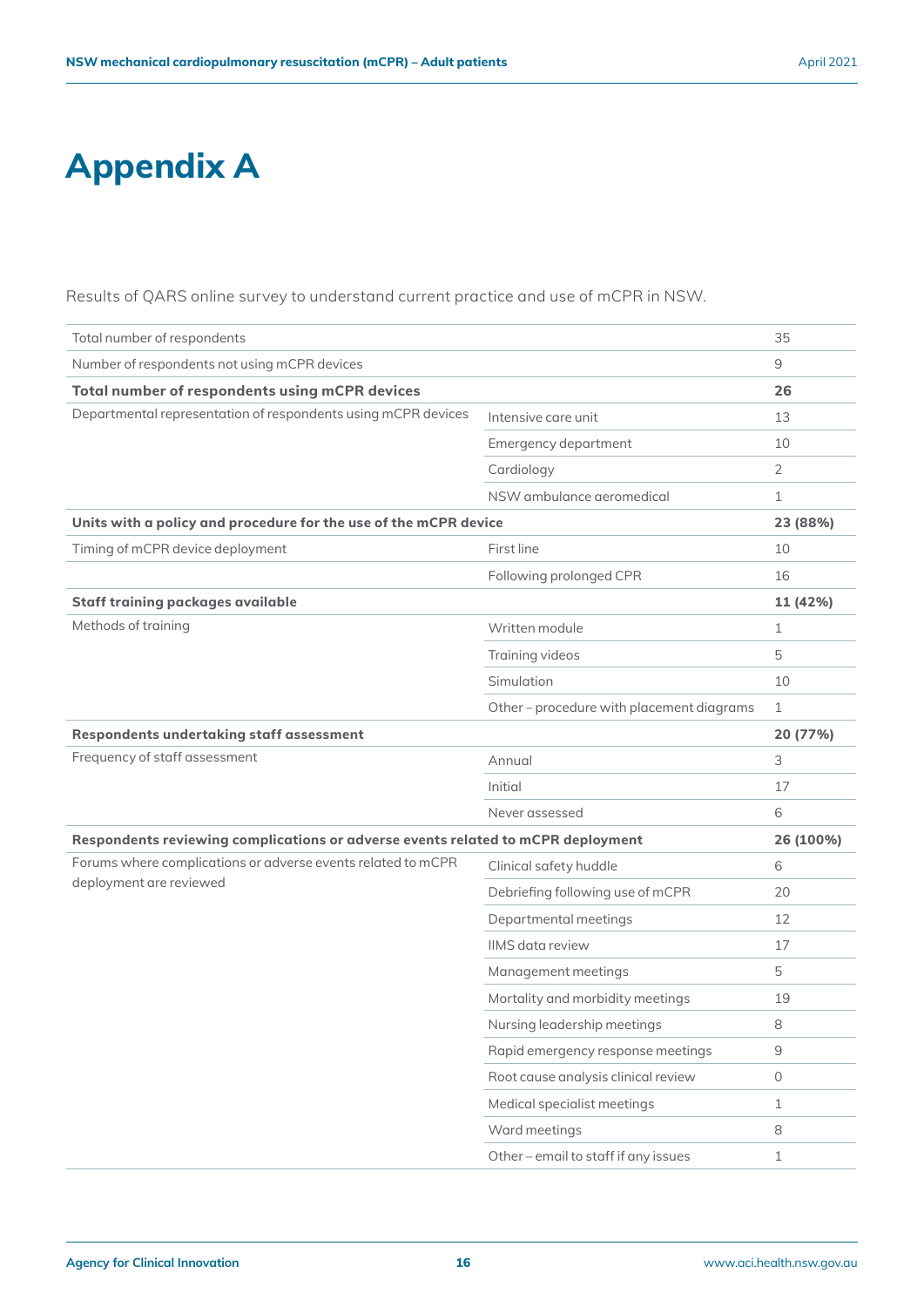# Appendix A

Results of QARS online survey to understand current practice and use of mCPR in NSW.

| | | |
|---|---|---|
| Total number of respondents | | 35 |
| Number of respondents not using mCPR devices | | 9 |
| **Total number of respondents using mCPR devices** | | **26** |
| Departmental representation of respondents using mCPR devices | Intensive care unit | 13 |
| | Emergency department | 10 |
| | Cardiology | 2 |
| | NSW ambulance aeromedical | 1 |
| **Units with a policy and procedure for the use of the mCPR device** | | **23 (88%)** |
| Timing of mCPR device deployment | First line | 10 |
| | Following prolonged CPR | 16 |
| **Staff training packages available** | | **11 (42%)** |
| Methods of training | Written module | 1 |
| | Training videos | 5 |
| | Simulation | 10 |
| | Other – procedure with placement diagrams | 1 |
| **Respondents undertaking staff assessment** | | **20 (77%)** |
| Frequency of staff assessment | Annual | 3 |
| | Initial | 17 |
| | Never assessed | 6 |
| **Respondents reviewing complications or adverse events related to mCPR deployment** | | **26 (100%)** |
| Forums where complications or adverse events related to mCPR deployment are reviewed | Clinical safety huddle | 6 |
| | Debriefing following use of mCPR | 20 |
| | Departmental meetings | 12 |
| | IIMS data review | 17 |
| | Management meetings | 5 |
| | Mortality and morbidity meetings | 19 |
| | Nursing leadership meetings | 8 |
| | Rapid emergency response meetings | 9 |
| | Root cause analysis clinical review | 0 |
| | Medical specialist meetings | 1 |
| | Ward meetings | 8 |
| | Other – email to staff if any issues | 1 |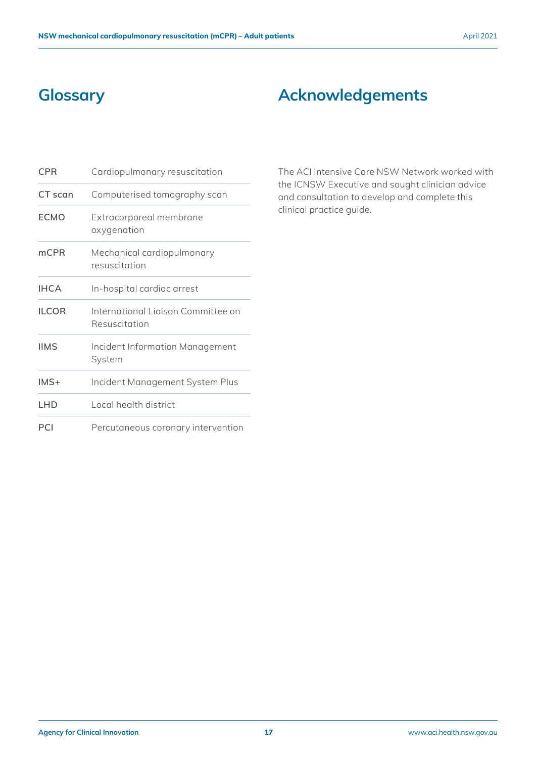## Glossary

| | |
|---|---|
| CPR | Cardiopulmonary resuscitation |
| CT scan | Computerised tomography scan |
| ECMO | Extracorporeal membrane oxygenation |
| mCPR | Mechanical cardiopulmonary resuscitation |
| IHCA | In-hospital cardiac arrest |
| ILCOR | International Liaison Committee on Resuscitation |
| IIMS | Incident Information Management System |
| IMS+ | Incident Management System Plus |
| LHD | Local health district |
| PCI | Percutaneous coronary intervention |

## Acknowledgements

The ACI Intensive Care NSW Network worked with the ICNSW Executive and sought clinician advice and consultation to develop and complete this clinical practice guide.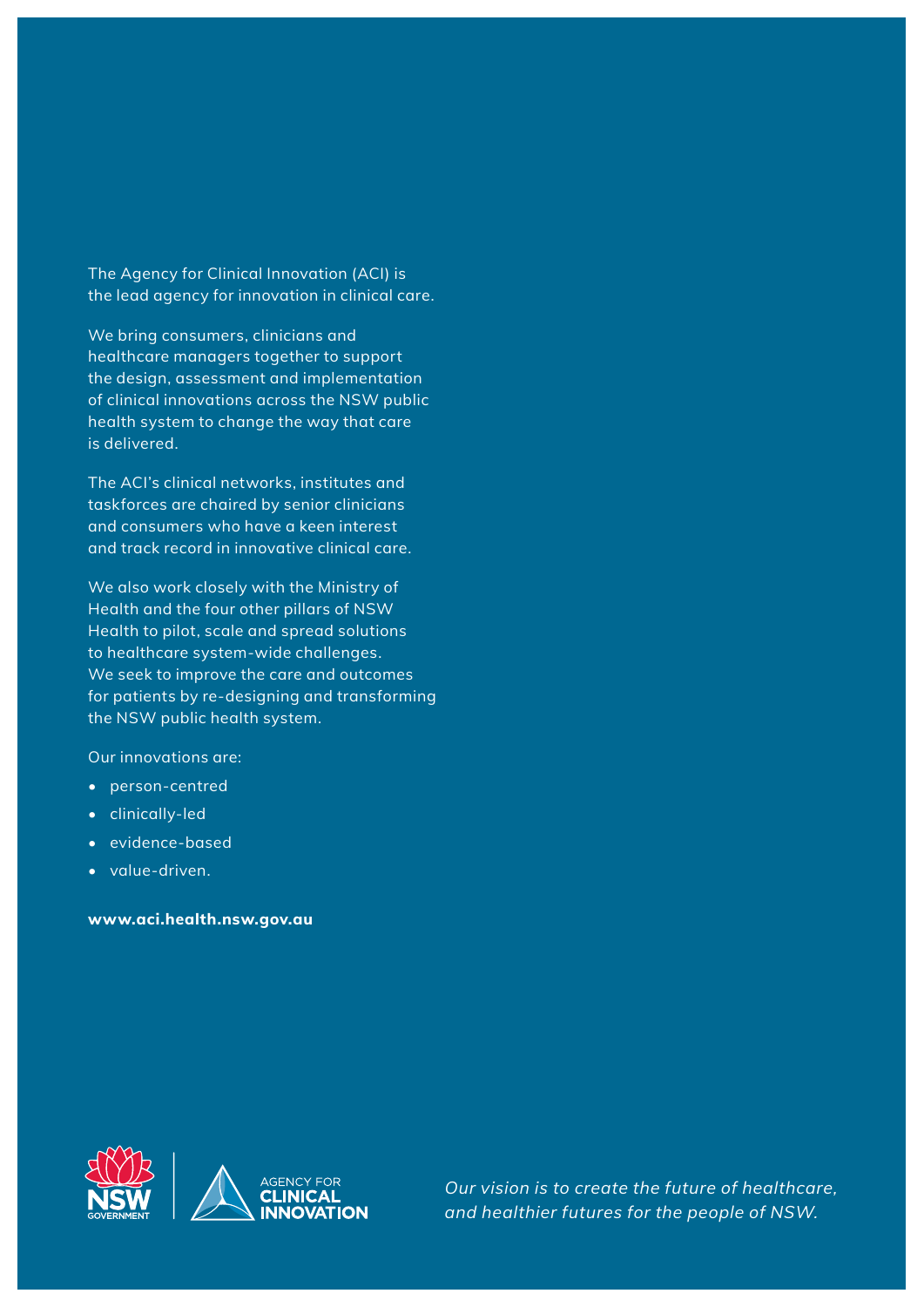The Agency for Clinical Innovation (ACI) is the lead agency for innovation in clinical care.

We bring consumers, clinicians and healthcare managers together to support the design, assessment and implementation of clinical innovations across the NSW public health system to change the way that care is delivered.

The ACI's clinical networks, institutes and taskforces are chaired by senior clinicians and consumers who have a keen interest and track record in innovative clinical care.

We also work closely with the Ministry of Health and the four other pillars of NSW Health to pilot, scale and spread solutions to healthcare system-wide challenges. We seek to improve the care and outcomes for patients by re-designing and transforming the NSW public health system.

Our innovations are:

- person-centred
- clinically-led
- evidence-based
- value-driven.

**www.aci.health.nsw.gov.au**

NSW GOVERNMENT

AGENCY FOR CLINICAL INNOVATION

*Our vision is to create the future of healthcare, and healthier futures for the people of NSW.*